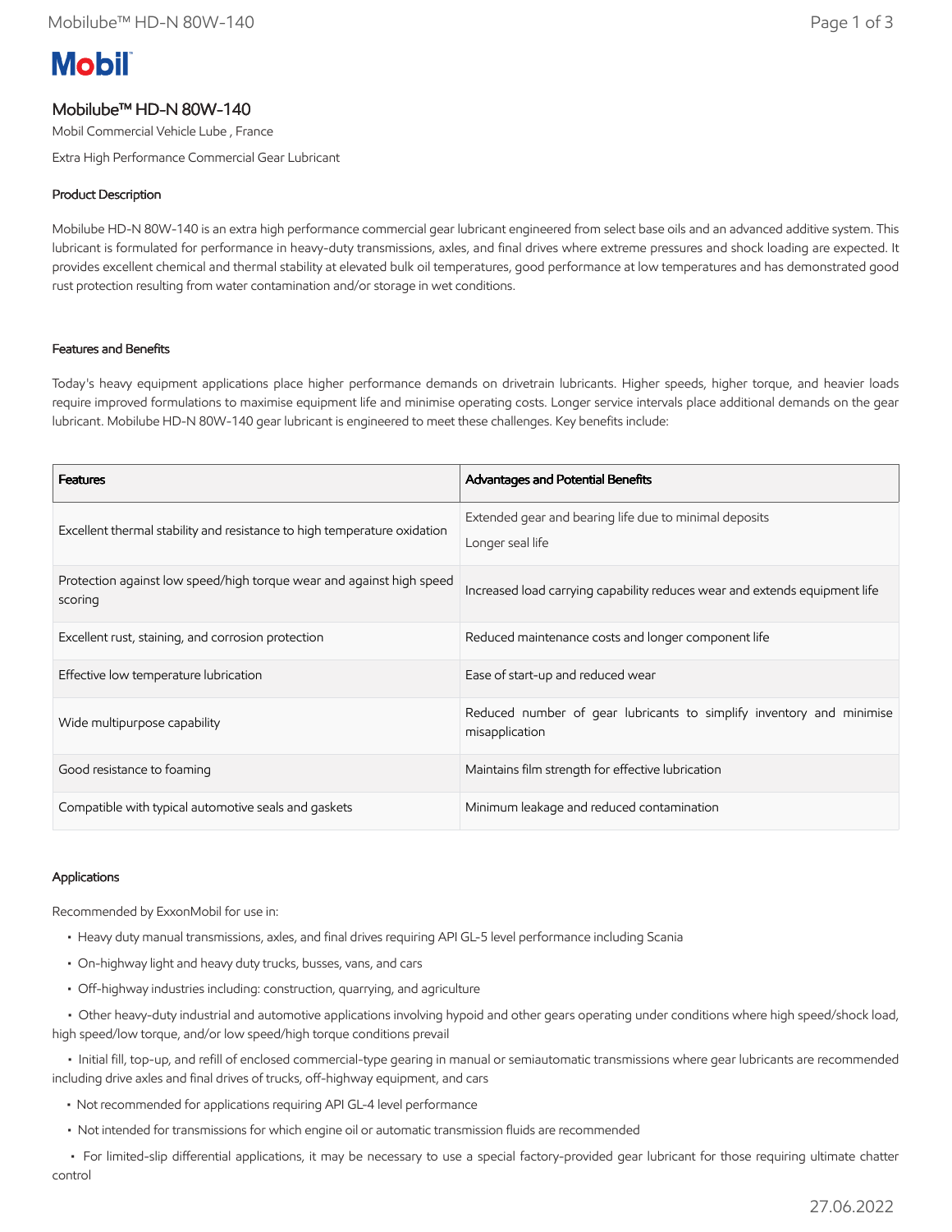# Mobil

## Mobilube™ HD-N 80W-140

Mobil Commercial Vehicle Lube , France

Extra High Performance Commercial Gear Lubricant

### Product Description

Mobilube HD-N 80W-140 is an extra high performance commercial gear lubricant engineered from select base oils and an advanced additive system. This lubricant is formulated for performance in heavy-duty transmissions, axles, and final drives where extreme pressures and shock loading are expected. It provides excellent chemical and thermal stability at elevated bulk oil temperatures, good performance at low temperatures and has demonstrated good rust protection resulting from water contamination and/or storage in wet conditions.

### Features and Benefits

Today's heavy equipment applications place higher performance demands on drivetrain lubricants. Higher speeds, higher torque, and heavier loads require improved formulations to maximise equipment life and minimise operating costs. Longer service intervals place additional demands on the gear lubricant. Mobilube HD-N 80W-140 gear lubricant is engineered to meet these challenges. Key benefits include:

| Features | Advantages and Potential Benefits |
|---|---|
| Excellent thermal stability and resistance to high temperature oxidation | Extended gear and bearing life due to minimal deposits<br>Longer seal life |
| Protection against low speed/high torque wear and against high speed scoring | Increased load carrying capability reduces wear and extends equipment life |
| Excellent rust, staining, and corrosion protection | Reduced maintenance costs and longer component life |
| Effective low temperature lubrication | Ease of start-up and reduced wear |
| Wide multipurpose capability | Reduced number of gear lubricants to simplify inventory and minimise misapplication |
| Good resistance to foaming | Maintains film strength for effective lubrication |
| Compatible with typical automotive seals and gaskets | Minimum leakage and reduced contamination |

### Applications

Recommended by ExxonMobil for use in:

- Heavy duty manual transmissions, axles, and final drives requiring API GL-5 level performance including Scania
- On-highway light and heavy duty trucks, busses, vans, and cars
- Off-highway industries including: construction, quarrying, and agriculture
- Other heavy-duty industrial and automotive applications involving hypoid and other gears operating under conditions where high speed/shock load, high speed/low torque, and/or low speed/high torque conditions prevail
- Initial fill, top-up, and refill of enclosed commercial-type gearing in manual or semiautomatic transmissions where gear lubricants are recommended including drive axles and final drives of trucks, off-highway equipment, and cars
- Not recommended for applications requiring API GL-4 level performance
- Not intended for transmissions for which engine oil or automatic transmission fluids are recommended
- For limited-slip differential applications, it may be necessary to use a special factory-provided gear lubricant for those requiring ultimate chatter control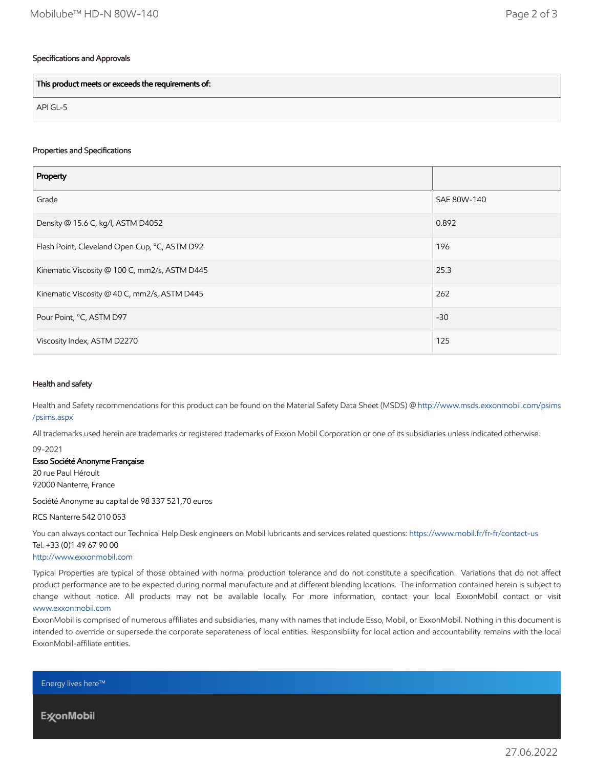### Specifications and Approvals

| This product meets or exceeds the requirements of: |
| --- |
| API GL-5 |

### Properties and Specifications

| Property | |
| --- | --- |
| Grade | SAE 80W-140 |
| Density @ 15.6 C, kg/l, ASTM D4052 | 0.892 |
| Flash Point, Cleveland Open Cup, °C, ASTM D92 | 196 |
| Kinematic Viscosity @ 100 C, mm2/s, ASTM D445 | 25.3 |
| Kinematic Viscosity @ 40 C, mm2/s, ASTM D445 | 262 |
| Pour Point, °C, ASTM D97 | -30 |
| Viscosity Index, ASTM D2270 | 125 |

### Health and safety

Health and Safety recommendations for this product can be found on the Material Safety Data Sheet (MSDS) @ http://www.msds.exxonmobil.com/psims/psims.aspx

All trademarks used herein are trademarks or registered trademarks of Exxon Mobil Corporation or one of its subsidiaries unless indicated otherwise.

09-2021

**Esso Société Anonyme Française**
20 rue Paul Héroult
92000 Nanterre, France

Société Anonyme au capital de 98 337 521,70 euros

RCS Nanterre 542 010 053

You can always contact our Technical Help Desk engineers on Mobil lubricants and services related questions: https://www.mobil.fr/fr-fr/contact-us
Tel. +33 (0)1 49 67 90 00
http://www.exxonmobil.com

Typical Properties are typical of those obtained with normal production tolerance and do not constitute a specification. Variations that do not affect product performance are to be expected during normal manufacture and at different blending locations. The information contained herein is subject to change without notice. All products may not be available locally. For more information, contact your local ExxonMobil contact or visit www.exxonmobil.com

ExxonMobil is comprised of numerous affiliates and subsidiaries, many with names that include Esso, Mobil, or ExxonMobil. Nothing in this document is intended to override or supersede the corporate separateness of local entities. Responsibility for local action and accountability remains with the local ExxonMobil-affiliate entities.

Energy lives here™

ExxonMobil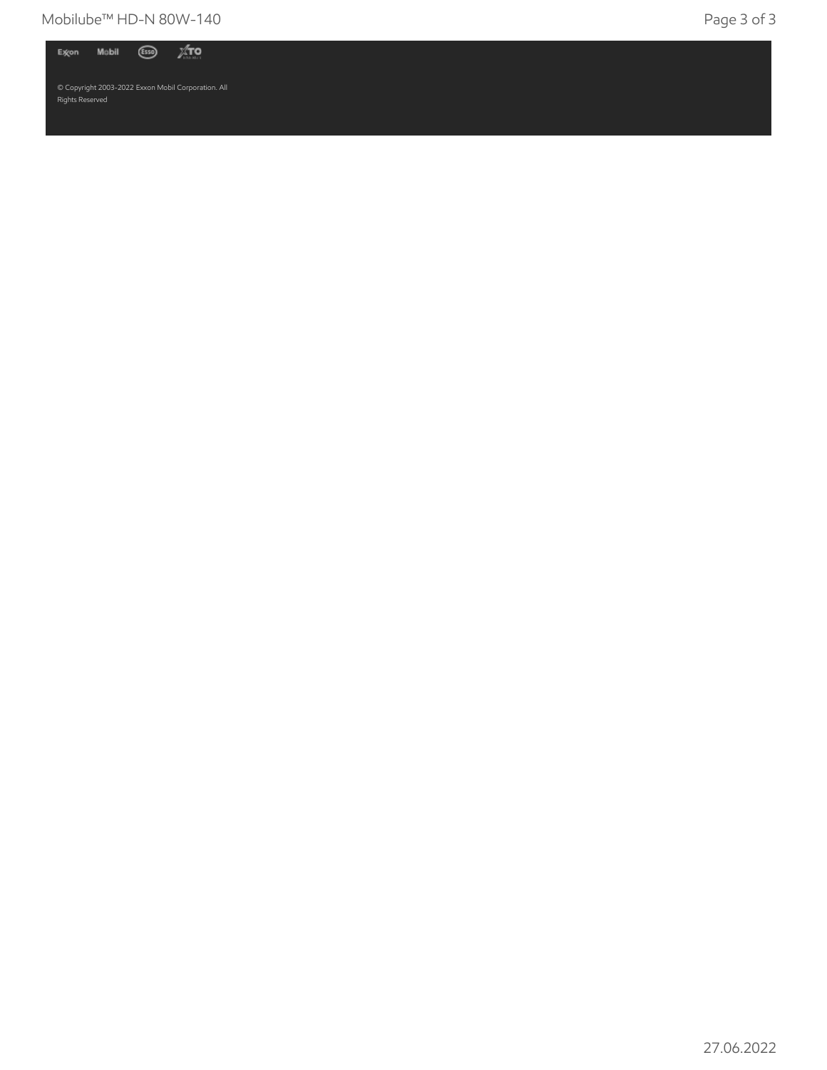Exxon Mobil Esso XTO

© Copyright 2003-2022 Exxon Mobil Corporation. All Rights Reserved